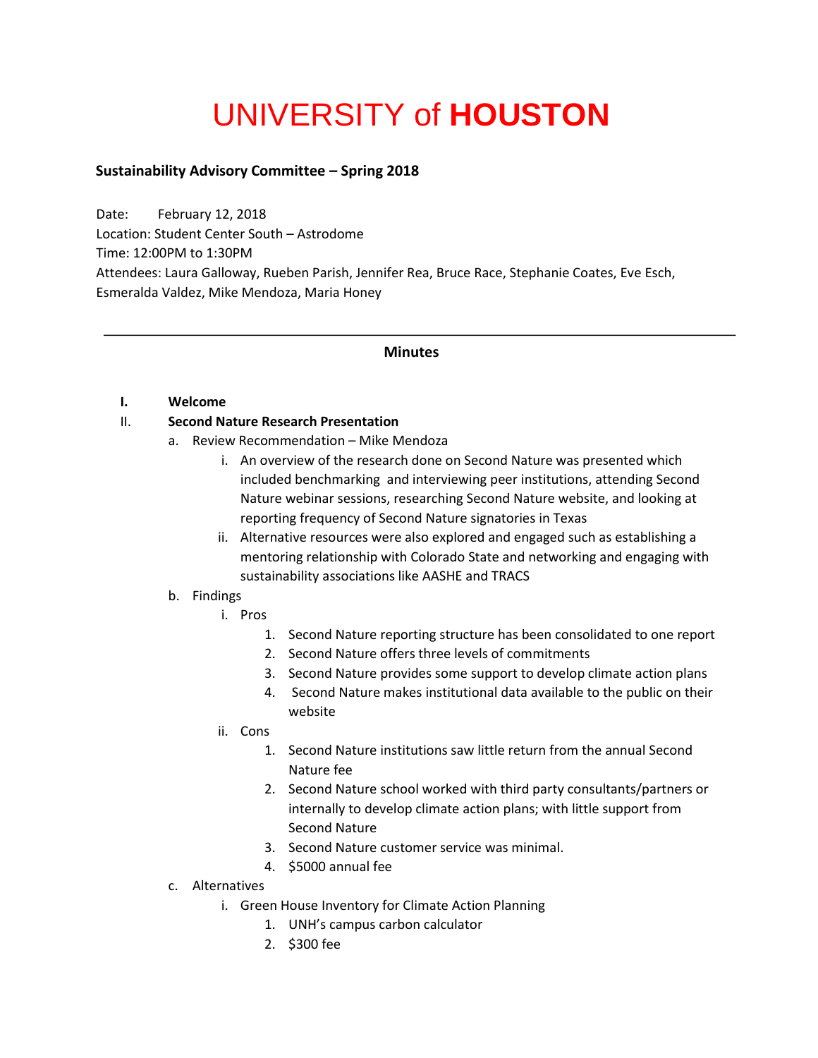# UNIVERSITY of **HOUSTON**

**Sustainability Advisory Committee – Spring 2018**

Date: February 12, 2018
Location: Student Center South – Astrodome
Time: 12:00PM to 1:30PM
Attendees: Laura Galloway, Rueben Parish, Jennifer Rea, Bruce Race, Stephanie Coates, Eve Esch, Esmeralda Valdez, Mike Mendoza, Maria Honey

---

## Minutes

I. **Welcome**

II. **Second Nature Research Presentation**

a. Review Recommendation – Mike Mendoza

i. An overview of the research done on Second Nature was presented which included benchmarking and interviewing peer institutions, attending Second Nature webinar sessions, researching Second Nature website, and looking at reporting frequency of Second Nature signatories in Texas

ii. Alternative resources were also explored and engaged such as establishing a mentoring relationship with Colorado State and networking and engaging with sustainability associations like AASHE and TRACS

b. Findings

i. Pros

1. Second Nature reporting structure has been consolidated to one report
2. Second Nature offers three levels of commitments
3. Second Nature provides some support to develop climate action plans
4. Second Nature makes institutional data available to the public on their website

ii. Cons

1. Second Nature institutions saw little return from the annual Second Nature fee
2. Second Nature school worked with third party consultants/partners or internally to develop climate action plans; with little support from Second Nature
3. Second Nature customer service was minimal.
4. $5000 annual fee

c. Alternatives

i. Green House Inventory for Climate Action Planning

1. UNH's campus carbon calculator
2. $300 fee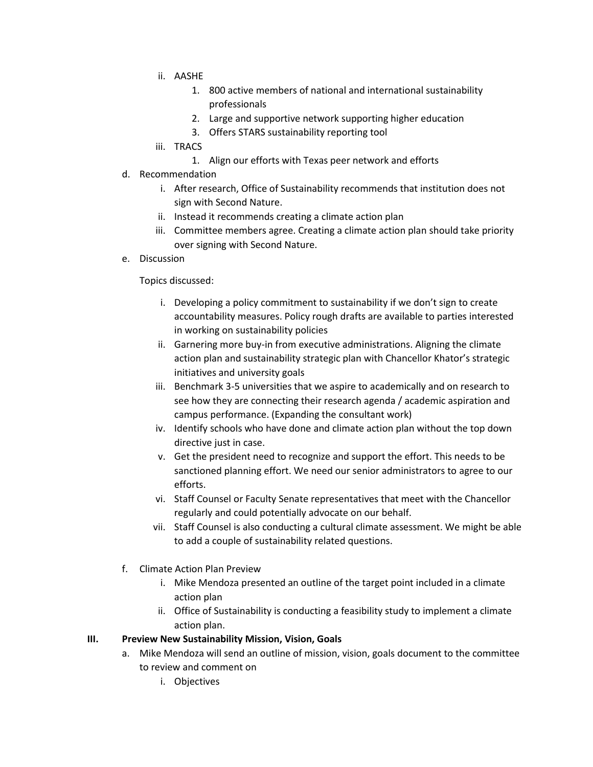- ii. AASHE
     1. 800 active members of national and international sustainability professionals
     2. Large and supportive network supporting higher education
     3. Offers STARS sustainability reporting tool
   - iii. TRACS
     1. Align our efforts with Texas peer network and efforts

d. Recommendation
   - i. After research, Office of Sustainability recommends that institution does not sign with Second Nature.
   - ii. Instead it recommends creating a climate action plan
   - iii. Committee members agree. Creating a climate action plan should take priority over signing with Second Nature.

e. Discussion

   Topics discussed:

   - i. Developing a policy commitment to sustainability if we don't sign to create accountability measures. Policy rough drafts are available to parties interested in working on sustainability policies
   - ii. Garnering more buy-in from executive administrations. Aligning the climate action plan and sustainability strategic plan with Chancellor Khator's strategic initiatives and university goals
   - iii. Benchmark 3-5 universities that we aspire to academically and on research to see how they are connecting their research agenda / academic aspiration and campus performance. (Expanding the consultant work)
   - iv. Identify schools who have done and climate action plan without the top down directive just in case.
   - v. Get the president need to recognize and support the effort. This needs to be sanctioned planning effort. We need our senior administrators to agree to our efforts.
   - vi. Staff Counsel or Faculty Senate representatives that meet with the Chancellor regularly and could potentially advocate on our behalf.
   - vii. Staff Counsel is also conducting a cultural climate assessment. We might be able to add a couple of sustainability related questions.

f. Climate Action Plan Preview
   - i. Mike Mendoza presented an outline of the target point included in a climate action plan
   - ii. Office of Sustainability is conducting a feasibility study to implement a climate action plan.

**III. Preview New Sustainability Mission, Vision, Goals**

a. Mike Mendoza will send an outline of mission, vision, goals document to the committee to review and comment on
   - i. Objectives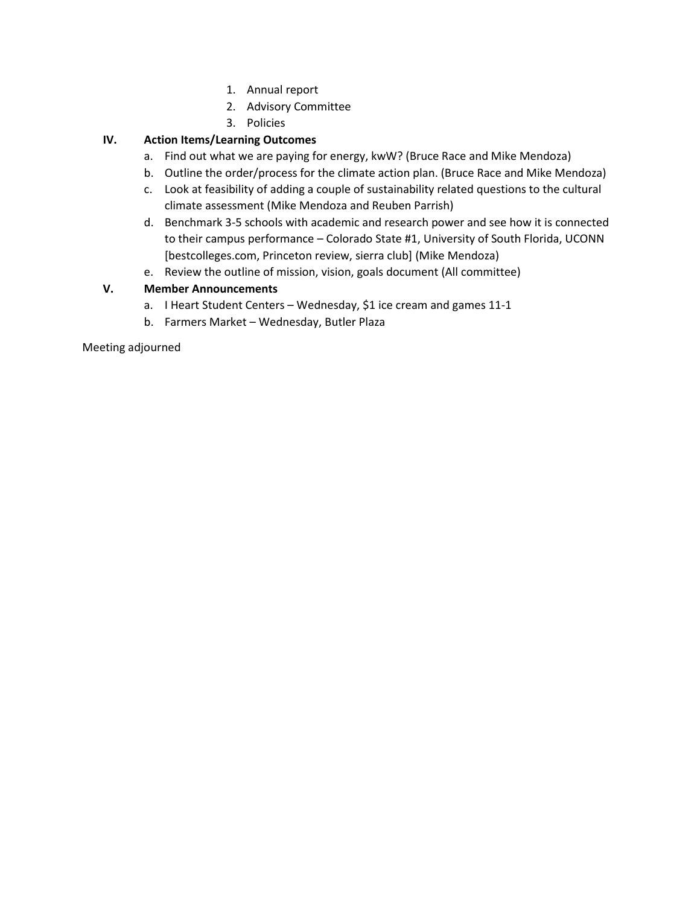1. Annual report
2. Advisory Committee
3. Policies

**IV. Action Items/Learning Outcomes**

a. Find out what we are paying for energy, kwW? (Bruce Race and Mike Mendoza)
b. Outline the order/process for the climate action plan. (Bruce Race and Mike Mendoza)
c. Look at feasibility of adding a couple of sustainability related questions to the cultural climate assessment (Mike Mendoza and Reuben Parrish)
d. Benchmark 3-5 schools with academic and research power and see how it is connected to their campus performance – Colorado State #1, University of South Florida, UCONN [bestcolleges.com, Princeton review, sierra club] (Mike Mendoza)
e. Review the outline of mission, vision, goals document (All committee)

**V. Member Announcements**

a. I Heart Student Centers – Wednesday, $1 ice cream and games 11-1
b. Farmers Market – Wednesday, Butler Plaza

Meeting adjourned